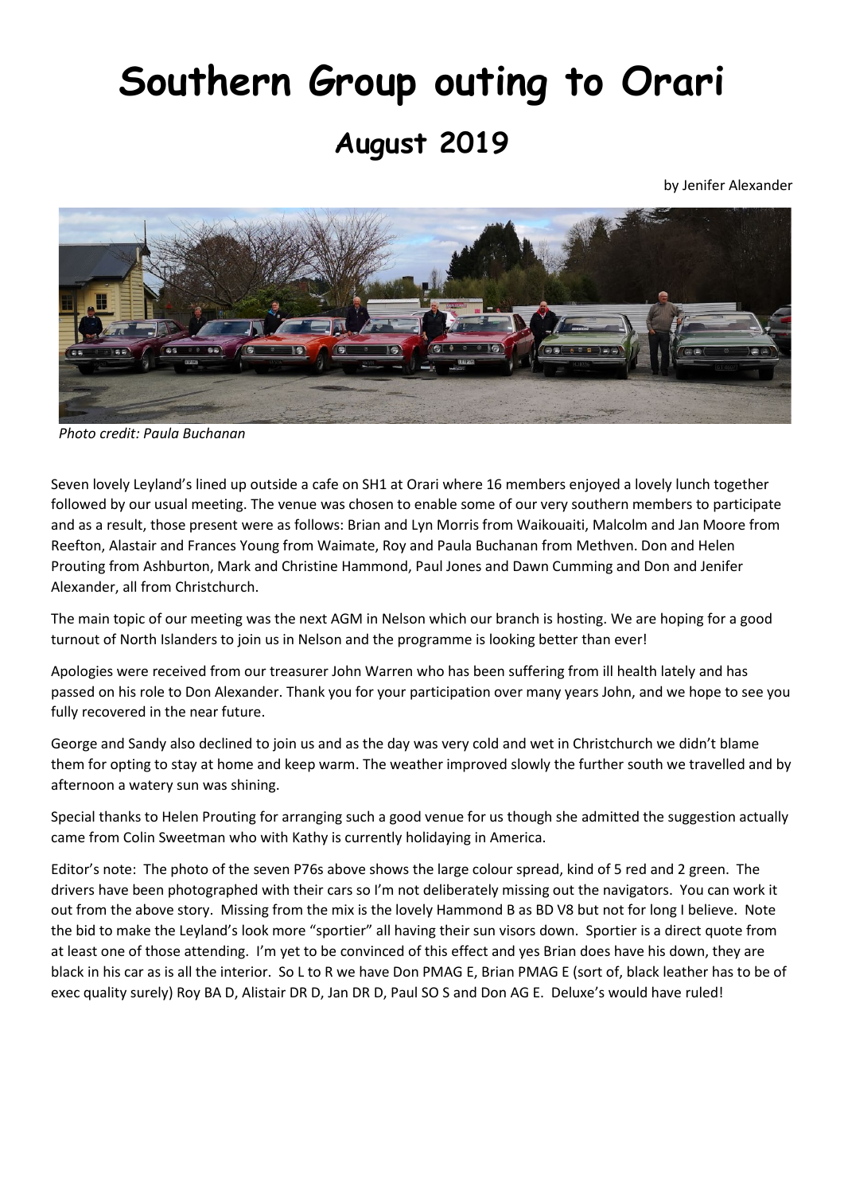# Southern Group outing to Orari

## August 2019

by Jenifer Alexander

*Photo credit: Paula Buchanan*

Seven lovely Leyland's lined up outside a cafe on SH1 at Orari where 16 members enjoyed a lovely lunch together followed by our usual meeting. The venue was chosen to enable some of our very southern members to participate and as a result, those present were as follows: Brian and Lyn Morris from Waikouaiti, Malcolm and Jan Moore from Reefton, Alastair and Frances Young from Waimate, Roy and Paula Buchanan from Methven. Don and Helen Prouting from Ashburton, Mark and Christine Hammond, Paul Jones and Dawn Cumming and Don and Jenifer Alexander, all from Christchurch.

The main topic of our meeting was the next AGM in Nelson which our branch is hosting. We are hoping for a good turnout of North Islanders to join us in Nelson and the programme is looking better than ever!

Apologies were received from our treasurer John Warren who has been suffering from ill health lately and has passed on his role to Don Alexander. Thank you for your participation over many years John, and we hope to see you fully recovered in the near future.

George and Sandy also declined to join us and as the day was very cold and wet in Christchurch we didn't blame them for opting to stay at home and keep warm. The weather improved slowly the further south we travelled and by afternoon a watery sun was shining.

Special thanks to Helen Prouting for arranging such a good venue for us though she admitted the suggestion actually came from Colin Sweetman who with Kathy is currently holidaying in America.

Editor's note: The photo of the seven P76s above shows the large colour spread, kind of 5 red and 2 green. The drivers have been photographed with their cars so I'm not deliberately missing out the navigators. You can work it out from the above story. Missing from the mix is the lovely Hammond B as BD V8 but not for long I believe. Note the bid to make the Leyland's look more "sportier" all having their sun visors down. Sportier is a direct quote from at least one of those attending. I'm yet to be convinced of this effect and yes Brian does have his down, they are black in his car as is all the interior. So L to R we have Don PMAG E, Brian PMAG E (sort of, black leather has to be of exec quality surely) Roy BA D, Alistair DR D, Jan DR D, Paul SO S and Don AG E. Deluxe's would have ruled!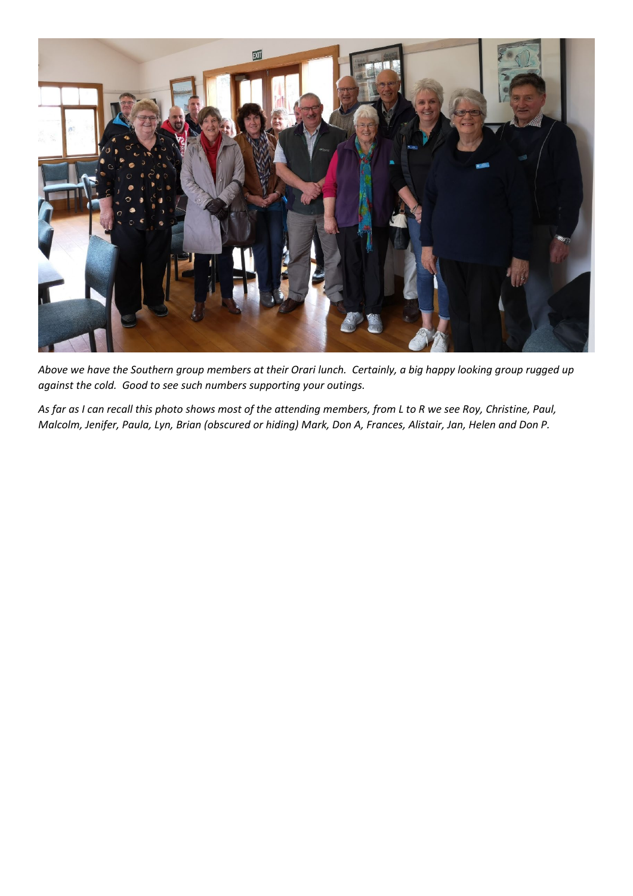*Above we have the Southern group members at their Orari lunch. Certainly, a big happy looking group rugged up against the cold. Good to see such numbers supporting your outings.*

*As far as I can recall this photo shows most of the attending members, from L to R we see Roy, Christine, Paul, Malcolm, Jenifer, Paula, Lyn, Brian (obscured or hiding) Mark, Don A, Frances, Alistair, Jan, Helen and Don P.*